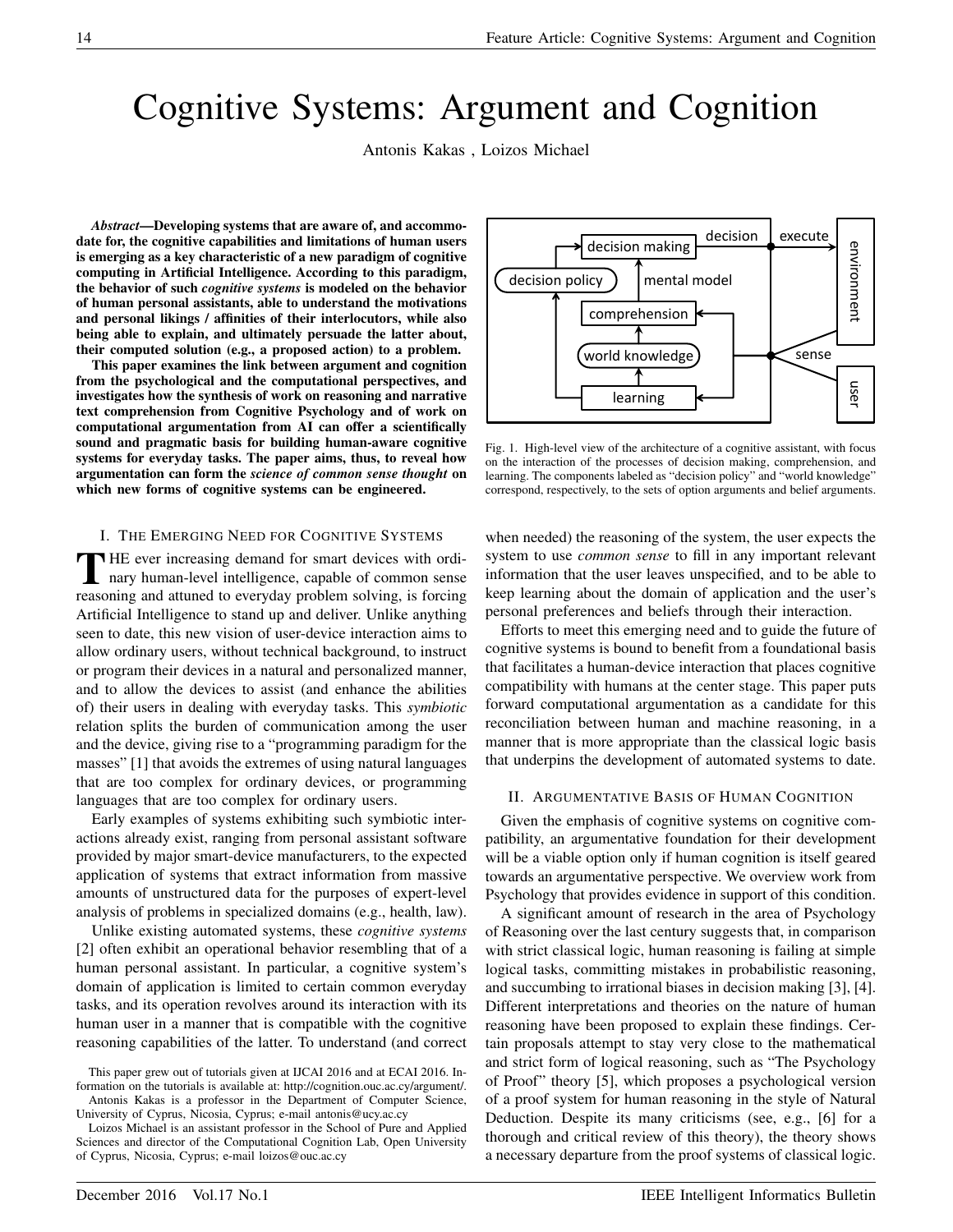# Cognitive Systems: Argument and Cognition

Antonis Kakas , Loizos Michael

***Abstract*—Developing systems that are aware of, and accommodate for, the cognitive capabilities and limitations of human users is emerging as a key characteristic of a new paradigm of cognitive computing in Artificial Intelligence. According to this paradigm, the behavior of such *cognitive systems* is modeled on the behavior of human personal assistants, able to understand the motivations and personal likings / affinities of their interlocutors, while also being able to explain, and ultimately persuade the latter about, their computed solution (e.g., a proposed action) to a problem.**

**This paper examines the link between argument and cognition from the psychological and the computational perspectives, and investigates how the synthesis of work on reasoning and narrative text comprehension from Cognitive Psychology and of work on computational argumentation from AI can offer a scientifically sound and pragmatic basis for building human-aware cognitive systems for everyday tasks. The paper aims, thus, to reveal how argumentation can form the *science of common sense thought* on which new forms of cognitive systems can be engineered.**

Fig. 1. High-level view of the architecture of a cognitive assistant, with focus on the interaction of the processes of decision making, comprehension, and learning. The components labeled as "decision policy" and "world knowledge" correspond, respectively, to the sets of option arguments and belief arguments.

## I. The Emerging Need for Cognitive Systems

The ever increasing demand for smart devices with ordinary human-level intelligence, capable of common sense reasoning and attuned to everyday problem solving, is forcing Artificial Intelligence to stand up and deliver. Unlike anything seen to date, this new vision of user-device interaction aims to allow ordinary users, without technical background, to instruct or program their devices in a natural and personalized manner, and to allow the devices to assist (and enhance the abilities of) their users in dealing with everyday tasks. This *symbiotic* relation splits the burden of communication among the user and the device, giving rise to a "programming paradigm for the masses" [1] that avoids the extremes of using natural languages that are too complex for ordinary devices, or programming languages that are too complex for ordinary users.

Early examples of systems exhibiting such symbiotic interactions already exist, ranging from personal assistant software provided by major smart-device manufacturers, to the expected application of systems that extract information from massive amounts of unstructured data for the purposes of expert-level analysis of problems in specialized domains (e.g., health, law).

Unlike existing automated systems, these *cognitive systems* [2] often exhibit an operational behavior resembling that of a human personal assistant. In particular, a cognitive system's domain of application is limited to certain common everyday tasks, and its operation revolves around its interaction with its human user in a manner that is compatible with the cognitive reasoning capabilities of the latter. To understand (and correct when needed) the reasoning of the system, the user expects the system to use *common sense* to fill in any important relevant information that the user leaves unspecified, and to be able to keep learning about the domain of application and the user's personal preferences and beliefs through their interaction.

Efforts to meet this emerging need and to guide the future of cognitive systems is bound to benefit from a foundational basis that facilitates a human-device interaction that places cognitive compatibility with humans at the center stage. This paper puts forward computational argumentation as a candidate for this reconciliation between human and machine reasoning, in a manner that is more appropriate than the classical logic basis that underpins the development of automated systems to date.

## II. Argumentative Basis of Human Cognition

Given the emphasis of cognitive systems on cognitive compatibility, an argumentative foundation for their development will be a viable option only if human cognition is itself geared towards an argumentative perspective. We overview work from Psychology that provides evidence in support of this condition.

A significant amount of research in the area of Psychology of Reasoning over the last century suggests that, in comparison with strict classical logic, human reasoning is failing at simple logical tasks, committing mistakes in probabilistic reasoning, and succumbing to irrational biases in decision making [3], [4]. Different interpretations and theories on the nature of human reasoning have been proposed to explain these findings. Certain proposals attempt to stay very close to the mathematical and strict form of logical reasoning, such as "The Psychology of Proof" theory [5], which proposes a psychological version of a proof system for human reasoning in the style of Natural Deduction. Despite its many criticisms (see, e.g., [6] for a thorough and critical review of this theory), the theory shows a necessary departure from the proof systems of classical logic.

This paper grew out of tutorials given at IJCAI 2016 and at ECAI 2016. Information on the tutorials is available at: http://cognition.ouc.ac.cy/argument/.

Antonis Kakas is a professor in the Department of Computer Science, University of Cyprus, Nicosia, Cyprus; e-mail antonis@ucy.ac.cy

Loizos Michael is an assistant professor in the School of Pure and Applied Sciences and director of the Computational Cognition Lab, Open University of Cyprus, Nicosia, Cyprus; e-mail loizos@ouc.ac.cy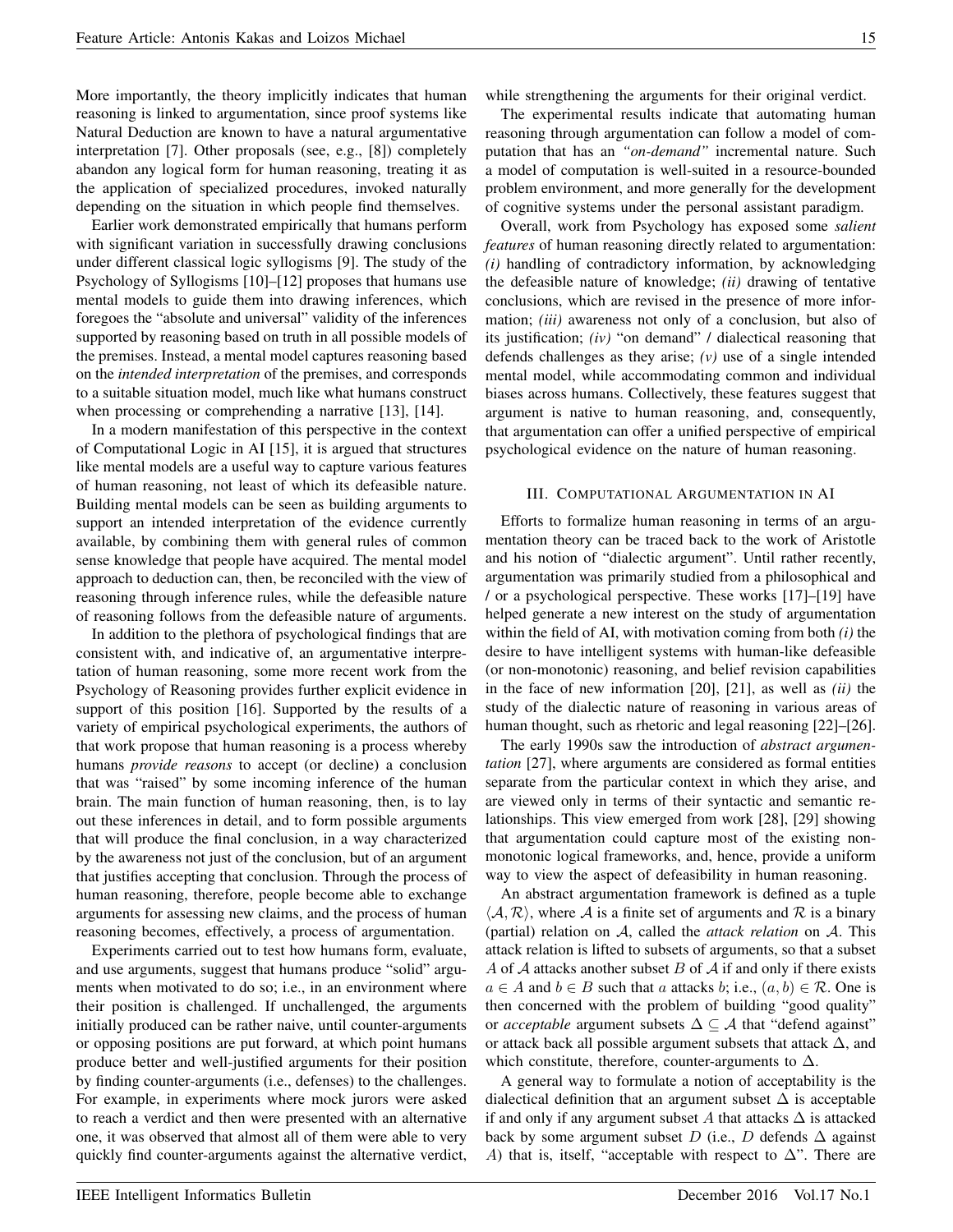More importantly, the theory implicitly indicates that human reasoning is linked to argumentation, since proof systems like Natural Deduction are known to have a natural argumentative interpretation [7]. Other proposals (see, e.g., [8]) completely abandon any logical form for human reasoning, treating it as the application of specialized procedures, invoked naturally depending on the situation in which people find themselves.

Earlier work demonstrated empirically that humans perform with significant variation in successfully drawing conclusions under different classical logic syllogisms [9]. The study of the Psychology of Syllogisms [10]–[12] proposes that humans use mental models to guide them into drawing inferences, which foregoes the "absolute and universal" validity of the inferences supported by reasoning based on truth in all possible models of the premises. Instead, a mental model captures reasoning based on the *intended interpretation* of the premises, and corresponds to a suitable situation model, much like what humans construct when processing or comprehending a narrative [13], [14].

In a modern manifestation of this perspective in the context of Computational Logic in AI [15], it is argued that structures like mental models are a useful way to capture various features of human reasoning, not least of which its defeasible nature. Building mental models can be seen as building arguments to support an intended interpretation of the evidence currently available, by combining them with general rules of common sense knowledge that people have acquired. The mental model approach to deduction can, then, be reconciled with the view of reasoning through inference rules, while the defeasible nature of reasoning follows from the defeasible nature of arguments.

In addition to the plethora of psychological findings that are consistent with, and indicative of, an argumentative interpretation of human reasoning, some more recent work from the Psychology of Reasoning provides further explicit evidence in support of this position [16]. Supported by the results of a variety of empirical psychological experiments, the authors of that work propose that human reasoning is a process whereby humans *provide reasons* to accept (or decline) a conclusion that was "raised" by some incoming inference of the human brain. The main function of human reasoning, then, is to lay out these inferences in detail, and to form possible arguments that will produce the final conclusion, in a way characterized by the awareness not just of the conclusion, but of an argument that justifies accepting that conclusion. Through the process of human reasoning, therefore, people become able to exchange arguments for assessing new claims, and the process of human reasoning becomes, effectively, a process of argumentation.

Experiments carried out to test how humans form, evaluate, and use arguments, suggest that humans produce "solid" arguments when motivated to do so; i.e., in an environment where their position is challenged. If unchallenged, the arguments initially produced can be rather naive, until counter-arguments or opposing positions are put forward, at which point humans produce better and well-justified arguments for their position by finding counter-arguments (i.e., defenses) to the challenges. For example, in experiments where mock jurors were asked to reach a verdict and then were presented with an alternative one, it was observed that almost all of them were able to very quickly find counter-arguments against the alternative verdict, while strengthening the arguments for their original verdict.

The experimental results indicate that automating human reasoning through argumentation can follow a model of computation that has an *"on-demand"* incremental nature. Such a model of computation is well-suited in a resource-bounded problem environment, and more generally for the development of cognitive systems under the personal assistant paradigm.

Overall, work from Psychology has exposed some *salient features* of human reasoning directly related to argumentation: *(i)* handling of contradictory information, by acknowledging the defeasible nature of knowledge; *(ii)* drawing of tentative conclusions, which are revised in the presence of more information; *(iii)* awareness not only of a conclusion, but also of its justification; *(iv)* "on demand" / dialectical reasoning that defends challenges as they arise; *(v)* use of a single intended mental model, while accommodating common and individual biases across humans. Collectively, these features suggest that argument is native to human reasoning, and, consequently, that argumentation can offer a unified perspective of empirical psychological evidence on the nature of human reasoning.

## III. Computational Argumentation in AI

Efforts to formalize human reasoning in terms of an argumentation theory can be traced back to the work of Aristotle and his notion of "dialectic argument". Until rather recently, argumentation was primarily studied from a philosophical and / or a psychological perspective. These works [17]–[19] have helped generate a new interest on the study of argumentation within the field of AI, with motivation coming from both *(i)* the desire to have intelligent systems with human-like defeasible (or non-monotonic) reasoning, and belief revision capabilities in the face of new information [20], [21], as well as *(ii)* the study of the dialectic nature of reasoning in various areas of human thought, such as rhetoric and legal reasoning [22]–[26].

The early 1990s saw the introduction of *abstract argumentation* [27], where arguments are considered as formal entities separate from the particular context in which they arise, and are viewed only in terms of their syntactic and semantic relationships. This view emerged from work [28], [29] showing that argumentation could capture most of the existing non-monotonic logical frameworks, and, hence, provide a uniform way to view the aspect of defeasibility in human reasoning.

An abstract argumentation framework is defined as a tuple $\langle \mathcal{A}, \mathcal{R} \rangle$, where $\mathcal{A}$ is a finite set of arguments and $\mathcal{R}$ is a binary (partial) relation on $\mathcal{A}$, called the *attack relation* on $\mathcal{A}$. This attack relation is lifted to subsets of arguments, so that a subset $A$ of $\mathcal{A}$ attacks another subset $B$ of $\mathcal{A}$ if and only if there exists $a \in A$ and $b \in B$ such that $a$ attacks $b$; i.e., $(a, b) \in \mathcal{R}$. One is then concerned with the problem of building "good quality" or *acceptable* argument subsets $\Delta \subseteq \mathcal{A}$ that "defend against" or attack back all possible argument subsets that attack $\Delta$, and which constitute, therefore, counter-arguments to $\Delta$.

A general way to formulate a notion of acceptability is the dialectical definition that an argument subset $\Delta$ is acceptable if and only if any argument subset $A$ that attacks $\Delta$ is attacked back by some argument subset $D$ (i.e., $D$ defends $\Delta$ against $A$) that is, itself, "acceptable with respect to $\Delta$". There are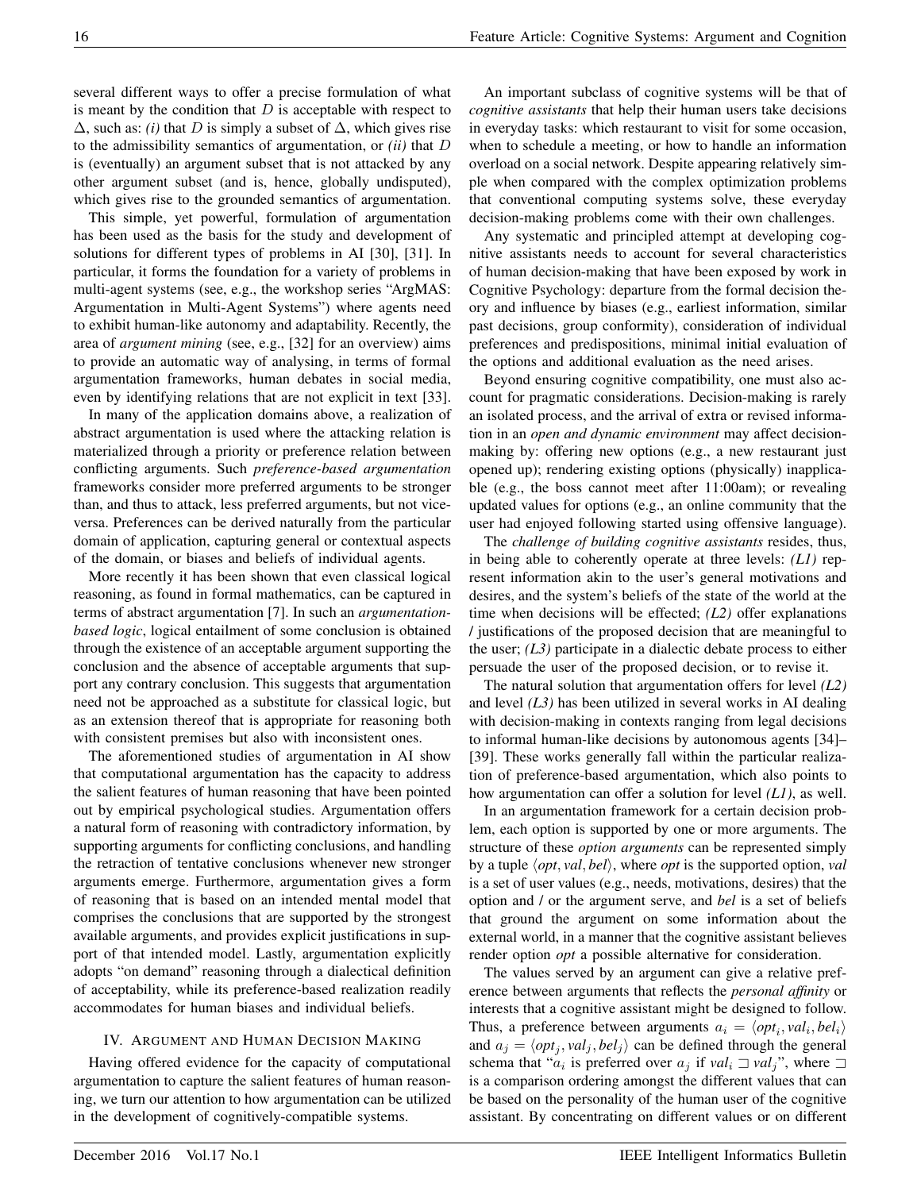several different ways to offer a precise formulation of what is meant by the condition that $D$ is acceptable with respect to $\Delta$, such as: *(i)* that $D$ is simply a subset of $\Delta$, which gives rise to the admissibility semantics of argumentation, or *(ii)* that $D$ is (eventually) an argument subset that is not attacked by any other argument subset (and is, hence, globally undisputed), which gives rise to the grounded semantics of argumentation.

This simple, yet powerful, formulation of argumentation has been used as the basis for the study and development of solutions for different types of problems in AI [30], [31]. In particular, it forms the foundation for a variety of problems in multi-agent systems (see, e.g., the workshop series "ArgMAS: Argumentation in Multi-Agent Systems") where agents need to exhibit human-like autonomy and adaptability. Recently, the area of *argument mining* (see, e.g., [32] for an overview) aims to provide an automatic way of analysing, in terms of formal argumentation frameworks, human debates in social media, even by identifying relations that are not explicit in text [33].

In many of the application domains above, a realization of abstract argumentation is used where the attacking relation is materialized through a priority or preference relation between conflicting arguments. Such *preference-based argumentation* frameworks consider more preferred arguments to be stronger than, and thus to attack, less preferred arguments, but not vice-versa. Preferences can be derived naturally from the particular domain of application, capturing general or contextual aspects of the domain, or biases and beliefs of individual agents.

More recently it has been shown that even classical logical reasoning, as found in formal mathematics, can be captured in terms of abstract argumentation [7]. In such an *argumentation-based logic*, logical entailment of some conclusion is obtained through the existence of an acceptable argument supporting the conclusion and the absence of acceptable arguments that support any contrary conclusion. This suggests that argumentation need not be approached as a substitute for classical logic, but as an extension thereof that is appropriate for reasoning both with consistent premises but also with inconsistent ones.

The aforementioned studies of argumentation in AI show that computational argumentation has the capacity to address the salient features of human reasoning that have been pointed out by empirical psychological studies. Argumentation offers a natural form of reasoning with contradictory information, by supporting arguments for conflicting conclusions, and handling the retraction of tentative conclusions whenever new stronger arguments emerge. Furthermore, argumentation gives a form of reasoning that is based on an intended mental model that comprises the conclusions that are supported by the strongest available arguments, and provides explicit justifications in support of that intended model. Lastly, argumentation explicitly adopts "on demand" reasoning through a dialectical definition of acceptability, while its preference-based realization readily accommodates for human biases and individual beliefs.

## IV. Argument and Human Decision Making

Having offered evidence for the capacity of computational argumentation to capture the salient features of human reasoning, we turn our attention to how argumentation can be utilized in the development of cognitively-compatible systems.

An important subclass of cognitive systems will be that of *cognitive assistants* that help their human users take decisions in everyday tasks: which restaurant to visit for some occasion, when to schedule a meeting, or how to handle an information overload on a social network. Despite appearing relatively simple when compared with the complex optimization problems that conventional computing systems solve, these everyday decision-making problems come with their own challenges.

Any systematic and principled attempt at developing cognitive assistants needs to account for several characteristics of human decision-making that have been exposed by work in Cognitive Psychology: departure from the formal decision theory and influence by biases (e.g., earliest information, similar past decisions, group conformity), consideration of individual preferences and predispositions, minimal initial evaluation of the options and additional evaluation as the need arises.

Beyond ensuring cognitive compatibility, one must also account for pragmatic considerations. Decision-making is rarely an isolated process, and the arrival of extra or revised information in an *open and dynamic environment* may affect decision-making by: offering new options (e.g., a new restaurant just opened up); rendering existing options (physically) inapplicable (e.g., the boss cannot meet after 11:00am); or revealing updated values for options (e.g., an online community that the user had enjoyed following started using offensive language).

The *challenge of building cognitive assistants* resides, thus, in being able to coherently operate at three levels: *(L1)* represent information akin to the user's general motivations and desires, and the system's beliefs of the state of the world at the time when decisions will be effected; *(L2)* offer explanations / justifications of the proposed decision that are meaningful to the user; *(L3)* participate in a dialectic debate process to either persuade the user of the proposed decision, or to revise it.

The natural solution that argumentation offers for level *(L2)* and level *(L3)* has been utilized in several works in AI dealing with decision-making in contexts ranging from legal decisions to informal human-like decisions by autonomous agents [34]–[39]. These works generally fall within the particular realization of preference-based argumentation, which also points to how argumentation can offer a solution for level *(L1)*, as well.

In an argumentation framework for a certain decision problem, each option is supported by one or more arguments. The structure of these *option arguments* can be represented simply by a tuple $\langle opt, val, bel \rangle$, where *opt* is the supported option, *val* is a set of user values (e.g., needs, motivations, desires) that the option and / or the argument serve, and *bel* is a set of beliefs that ground the argument on some information about the external world, in a manner that the cognitive assistant believes render option *opt* a possible alternative for consideration.

The values served by an argument can give a relative preference between arguments that reflects the *personal affinity* or interests that a cognitive assistant might be designed to follow. Thus, a preference between arguments $a_i = \langle opt_i, val_i, bel_i \rangle$ and $a_j = \langle opt_j, val_j, bel_j \rangle$ can be defined through the general schema that "$a_i$ is preferred over $a_j$ if $val_i \sqsupset val_j$", where $\sqsupset$ is a comparison ordering amongst the different values that can be based on the personality of the human user of the cognitive assistant. By concentrating on different values or on different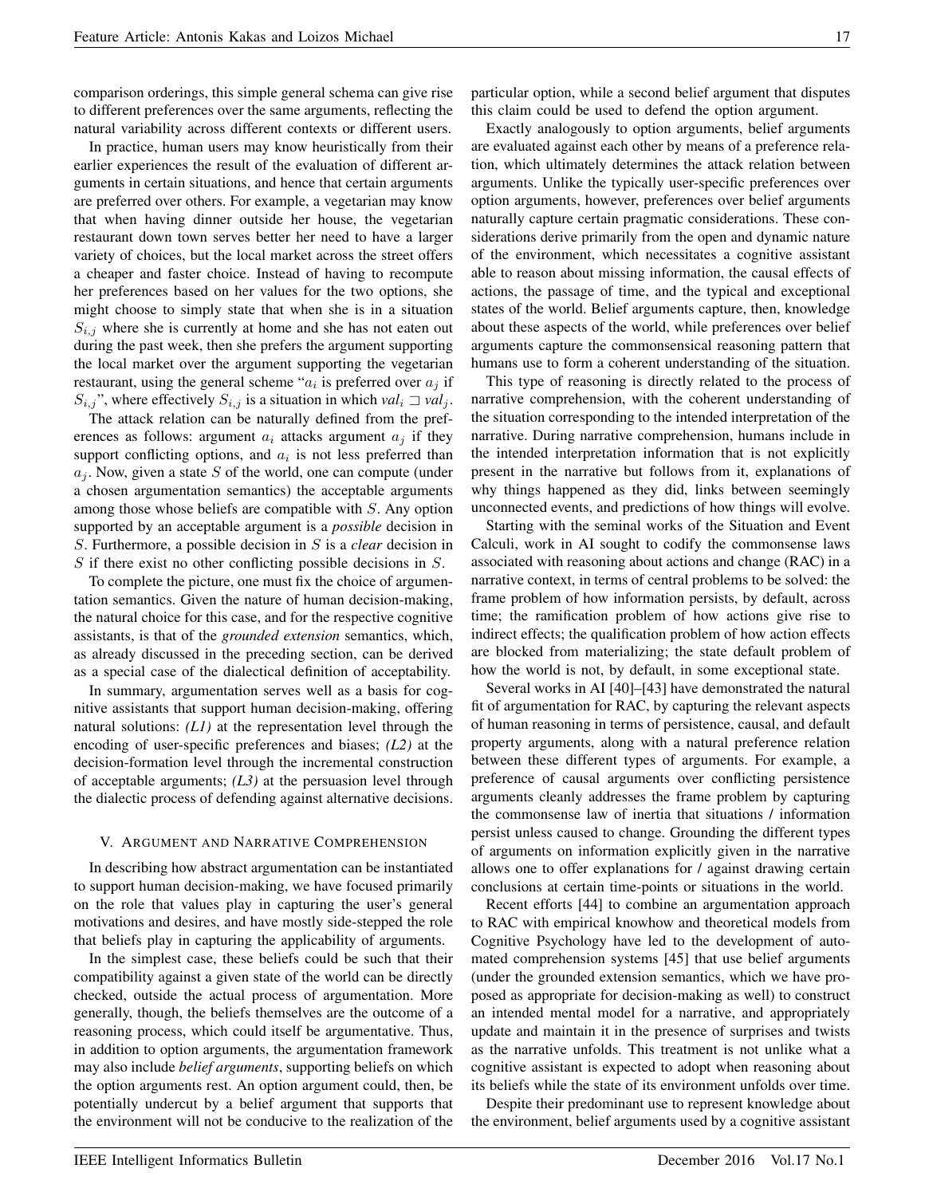comparison orderings, this simple general schema can give rise to different preferences over the same arguments, reflecting the natural variability across different contexts or different users.

In practice, human users may know heuristically from their earlier experiences the result of the evaluation of different arguments in certain situations, and hence that certain arguments are preferred over others. For example, a vegetarian may know that when having dinner outside her house, the vegetarian restaurant down town serves better her need to have a larger variety of choices, but the local market across the street offers a cheaper and faster choice. Instead of having to recompute her preferences based on her values for the two options, she might choose to simply state that when she is in a situation $S_{i,j}$ where she is currently at home and she has not eaten out during the past week, then she prefers the argument supporting the local market over the argument supporting the vegetarian restaurant, using the general scheme "$a_i$ is preferred over $a_j$ if $S_{i,j}$", where effectively $S_{i,j}$ is a situation in which $val_i \sqsupset val_j$.

The attack relation can be naturally defined from the preferences as follows: argument $a_i$ attacks argument $a_j$ if they support conflicting options, and $a_i$ is not less preferred than $a_j$. Now, given a state $S$ of the world, one can compute (under a chosen argumentation semantics) the acceptable arguments among those whose beliefs are compatible with $S$. Any option supported by an acceptable argument is a *possible* decision in $S$. Furthermore, a possible decision in $S$ is a *clear* decision in $S$ if there exist no other conflicting possible decisions in $S$.

To complete the picture, one must fix the choice of argumentation semantics. Given the nature of human decision-making, the natural choice for this case, and for the respective cognitive assistants, is that of the *grounded extension* semantics, which, as already discussed in the preceding section, can be derived as a special case of the dialectical definition of acceptability.

In summary, argumentation serves well as a basis for cognitive assistants that support human decision-making, offering natural solutions: *(L1)* at the representation level through the encoding of user-specific preferences and biases; *(L2)* at the decision-formation level through the incremental construction of acceptable arguments; *(L3)* at the persuasion level through the dialectic process of defending against alternative decisions.

## V. Argument and Narrative Comprehension

In describing how abstract argumentation can be instantiated to support human decision-making, we have focused primarily on the role that values play in capturing the user's general motivations and desires, and have mostly side-stepped the role that beliefs play in capturing the applicability of arguments.

In the simplest case, these beliefs could be such that their compatibility against a given state of the world can be directly checked, outside the actual process of argumentation. More generally, though, the beliefs themselves are the outcome of a reasoning process, which could itself be argumentative. Thus, in addition to option arguments, the argumentation framework may also include *belief arguments*, supporting beliefs on which the option arguments rest. An option argument could, then, be potentially undercut by a belief argument that supports that the environment will not be conducive to the realization of the particular option, while a second belief argument that disputes this claim could be used to defend the option argument.

Exactly analogously to option arguments, belief arguments are evaluated against each other by means of a preference relation, which ultimately determines the attack relation between arguments. Unlike the typically user-specific preferences over option arguments, however, preferences over belief arguments naturally capture certain pragmatic considerations. These considerations derive primarily from the open and dynamic nature of the environment, which necessitates a cognitive assistant able to reason about missing information, the causal effects of actions, the passage of time, and the typical and exceptional states of the world. Belief arguments capture, then, knowledge about these aspects of the world, while preferences over belief arguments capture the commonsensical reasoning pattern that humans use to form a coherent understanding of the situation.

This type of reasoning is directly related to the process of narrative comprehension, with the coherent understanding of the situation corresponding to the intended interpretation of the narrative. During narrative comprehension, humans include in the intended interpretation information that is not explicitly present in the narrative but follows from it, explanations of why things happened as they did, links between seemingly unconnected events, and predictions of how things will evolve.

Starting with the seminal works of the Situation and Event Calculi, work in AI sought to codify the commonsense laws associated with reasoning about actions and change (RAC) in a narrative context, in terms of central problems to be solved: the frame problem of how information persists, by default, across time; the ramification problem of how actions give rise to indirect effects; the qualification problem of how action effects are blocked from materializing; the state default problem of how the world is not, by default, in some exceptional state.

Several works in AI [40]–[43] have demonstrated the natural fit of argumentation for RAC, by capturing the relevant aspects of human reasoning in terms of persistence, causal, and default property arguments, along with a natural preference relation between these different types of arguments. For example, a preference of causal arguments over conflicting persistence arguments cleanly addresses the frame problem by capturing the commonsense law of inertia that situations / information persist unless caused to change. Grounding the different types of arguments on information explicitly given in the narrative allows one to offer explanations for / against drawing certain conclusions at certain time-points or situations in the world.

Recent efforts [44] to combine an argumentation approach to RAC with empirical knowhow and theoretical models from Cognitive Psychology have led to the development of automated comprehension systems [45] that use belief arguments (under the grounded extension semantics, which we have proposed as appropriate for decision-making as well) to construct an intended mental model for a narrative, and appropriately update and maintain it in the presence of surprises and twists as the narrative unfolds. This treatment is not unlike what a cognitive assistant is expected to adopt when reasoning about its beliefs while the state of its environment unfolds over time.

Despite their predominant use to represent knowledge about the environment, belief arguments used by a cognitive assistant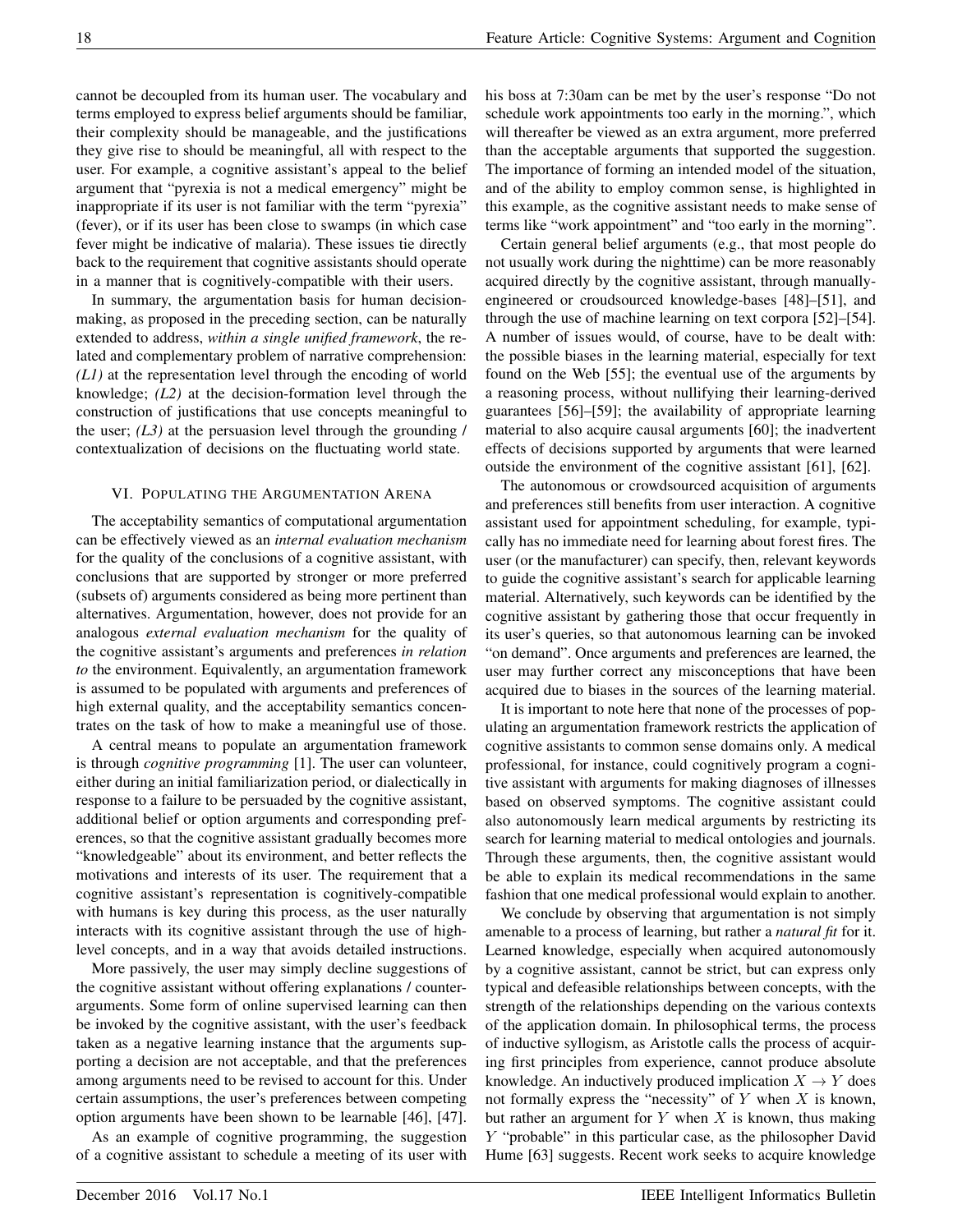cannot be decoupled from its human user. The vocabulary and terms employed to express belief arguments should be familiar, their complexity should be manageable, and the justifications they give rise to should be meaningful, all with respect to the user. For example, a cognitive assistant's appeal to the belief argument that "pyrexia is not a medical emergency" might be inappropriate if its user is not familiar with the term "pyrexia" (fever), or if its user has been close to swamps (in which case fever might be indicative of malaria). These issues tie directly back to the requirement that cognitive assistants should operate in a manner that is cognitively-compatible with their users.

In summary, the argumentation basis for human decision-making, as proposed in the preceding section, can be naturally extended to address, *within a single unified framework*, the related and complementary problem of narrative comprehension: *(L1)* at the representation level through the encoding of world knowledge; *(L2)* at the decision-formation level through the construction of justifications that use concepts meaningful to the user; *(L3)* at the persuasion level through the grounding / contextualization of decisions on the fluctuating world state.

## VI. Populating the Argumentation Arena

The acceptability semantics of computational argumentation can be effectively viewed as an *internal evaluation mechanism* for the quality of the conclusions of a cognitive assistant, with conclusions that are supported by stronger or more preferred (subsets of) arguments considered as being more pertinent than alternatives. Argumentation, however, does not provide for an analogous *external evaluation mechanism* for the quality of the cognitive assistant's arguments and preferences *in relation to* the environment. Equivalently, an argumentation framework is assumed to be populated with arguments and preferences of high external quality, and the acceptability semantics concentrates on the task of how to make a meaningful use of those.

A central means to populate an argumentation framework is through *cognitive programming* [1]. The user can volunteer, either during an initial familiarization period, or dialectically in response to a failure to be persuaded by the cognitive assistant, additional belief or option arguments and corresponding preferences, so that the cognitive assistant gradually becomes more "knowledgeable" about its environment, and better reflects the motivations and interests of its user. The requirement that a cognitive assistant's representation is cognitively-compatible with humans is key during this process, as the user naturally interacts with its cognitive assistant through the use of high-level concepts, and in a way that avoids detailed instructions.

More passively, the user may simply decline suggestions of the cognitive assistant without offering explanations / counter-arguments. Some form of online supervised learning can then be invoked by the cognitive assistant, with the user's feedback taken as a negative learning instance that the arguments supporting a decision are not acceptable, and that the preferences among arguments need to be revised to account for this. Under certain assumptions, the user's preferences between competing option arguments have been shown to be learnable [46], [47].

As an example of cognitive programming, the suggestion of a cognitive assistant to schedule a meeting of its user with his boss at 7:30am can be met by the user's response "Do not schedule work appointments too early in the morning.", which will thereafter be viewed as an extra argument, more preferred than the acceptable arguments that supported the suggestion. The importance of forming an intended model of the situation, and of the ability to employ common sense, is highlighted in this example, as the cognitive assistant needs to make sense of terms like "work appointment" and "too early in the morning".

Certain general belief arguments (e.g., that most people do not usually work during the nighttime) can be more reasonably acquired directly by the cognitive assistant, through manually-engineered or croudsourced knowledge-bases [48]–[51], and through the use of machine learning on text corpora [52]–[54]. A number of issues would, of course, have to be dealt with: the possible biases in the learning material, especially for text found on the Web [55]; the eventual use of the arguments by a reasoning process, without nullifying their learning-derived guarantees [56]–[59]; the availability of appropriate learning material to also acquire causal arguments [60]; the inadvertent effects of decisions supported by arguments that were learned outside the environment of the cognitive assistant [61], [62].

The autonomous or crowdsourced acquisition of arguments and preferences still benefits from user interaction. A cognitive assistant used for appointment scheduling, for example, typically has no immediate need for learning about forest fires. The user (or the manufacturer) can specify, then, relevant keywords to guide the cognitive assistant's search for applicable learning material. Alternatively, such keywords can be identified by the cognitive assistant by gathering those that occur frequently in its user's queries, so that autonomous learning can be invoked "on demand". Once arguments and preferences are learned, the user may further correct any misconceptions that have been acquired due to biases in the sources of the learning material.

It is important to note here that none of the processes of populating an argumentation framework restricts the application of cognitive assistants to common sense domains only. A medical professional, for instance, could cognitively program a cognitive assistant with arguments for making diagnoses of illnesses based on observed symptoms. The cognitive assistant could also autonomously learn medical arguments by restricting its search for learning material to medical ontologies and journals. Through these arguments, then, the cognitive assistant would be able to explain its medical recommendations in the same fashion that one medical professional would explain to another.

We conclude by observing that argumentation is not simply amenable to a process of learning, but rather a *natural fit* for it. Learned knowledge, especially when acquired autonomously by a cognitive assistant, cannot be strict, but can express only typical and defeasible relationships between concepts, with the strength of the relationships depending on the various contexts of the application domain. In philosophical terms, the process of inductive syllogism, as Aristotle calls the process of acquiring first principles from experience, cannot produce absolute knowledge. An inductively produced implication $X \to Y$ does not formally express the "necessity" of $Y$ when $X$ is known, but rather an argument for $Y$ when $X$ is known, thus making $Y$ "probable" in this particular case, as the philosopher David Hume [63] suggests. Recent work seeks to acquire knowledge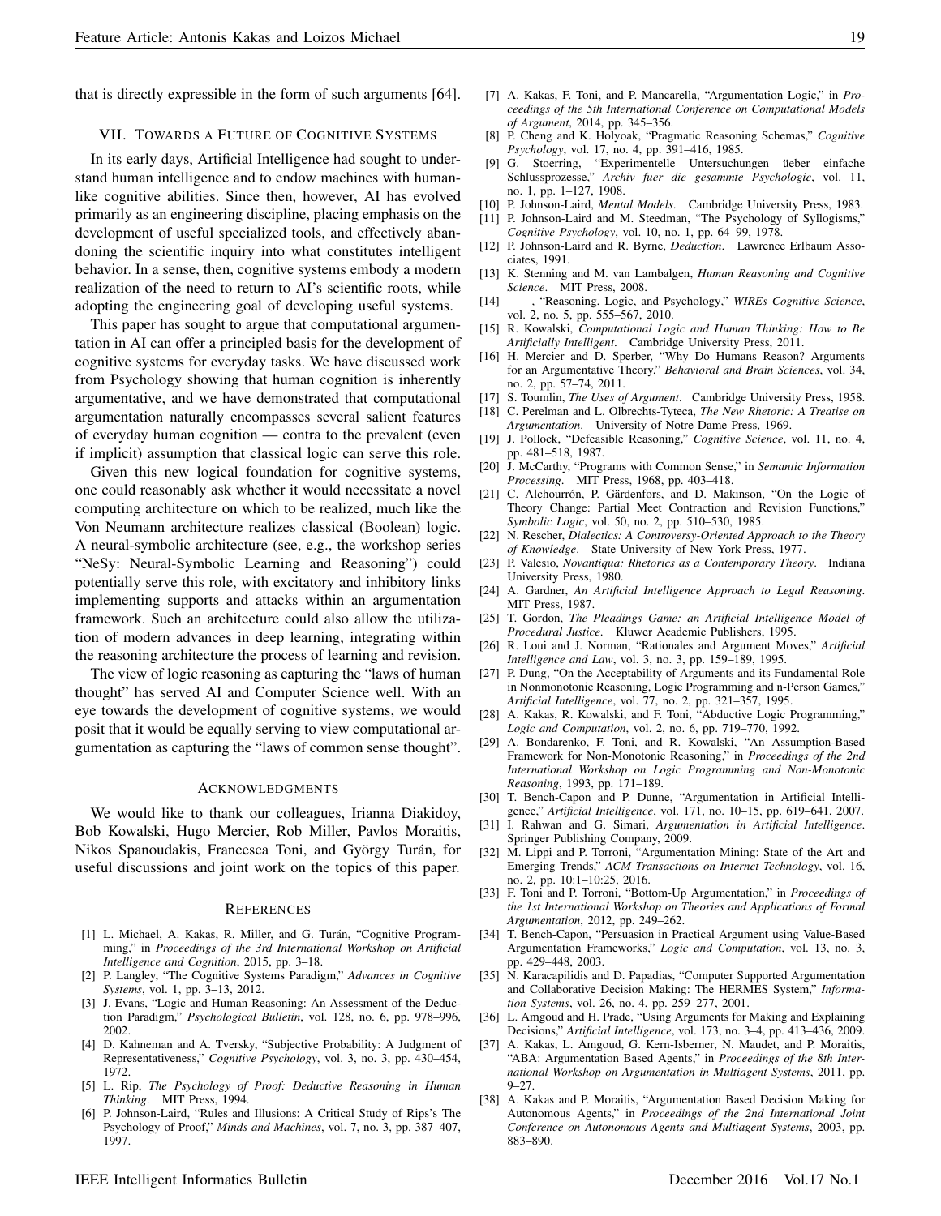that is directly expressible in the form of such arguments [64].

## VII. Towards a Future of Cognitive Systems

In its early days, Artificial Intelligence had sought to understand human intelligence and to endow machines with human-like cognitive abilities. Since then, however, AI has evolved primarily as an engineering discipline, placing emphasis on the development of useful specialized tools, and effectively abandoning the scientific inquiry into what constitutes intelligent behavior. In a sense, then, cognitive systems embody a modern realization of the need to return to AI's scientific roots, while adopting the engineering goal of developing useful systems.

This paper has sought to argue that computational argumentation in AI can offer a principled basis for the development of cognitive systems for everyday tasks. We have discussed work from Psychology showing that human cognition is inherently argumentative, and we have demonstrated that computational argumentation naturally encompasses several salient features of everyday human cognition — contra to the prevalent (even if implicit) assumption that classical logic can serve this role.

Given this new logical foundation for cognitive systems, one could reasonably ask whether it would necessitate a novel computing architecture on which to be realized, much like the Von Neumann architecture realizes classical (Boolean) logic. A neural-symbolic architecture (see, e.g., the workshop series "NeSy: Neural-Symbolic Learning and Reasoning") could potentially serve this role, with excitatory and inhibitory links implementing supports and attacks within an argumentation framework. Such an architecture could also allow the utilization of modern advances in deep learning, integrating within the reasoning architecture the process of learning and revision.

The view of logic reasoning as capturing the "laws of human thought" has served AI and Computer Science well. With an eye towards the development of cognitive systems, we would posit that it would be equally serving to view computational argumentation as capturing the "laws of common sense thought".

## Acknowledgments

We would like to thank our colleagues, Irianna Diakidoy, Bob Kowalski, Hugo Mercier, Rob Miller, Pavlos Moraitis, Nikos Spanoudakis, Francesca Toni, and György Turán, for useful discussions and joint work on the topics of this paper.

## References

[1] L. Michael, A. Kakas, R. Miller, and G. Turán, "Cognitive Programming," in *Proceedings of the 3rd International Workshop on Artificial Intelligence and Cognition*, 2015, pp. 3–18.

[2] P. Langley, "The Cognitive Systems Paradigm," *Advances in Cognitive Systems*, vol. 1, pp. 3–13, 2012.

[3] J. Evans, "Logic and Human Reasoning: An Assessment of the Deduction Paradigm," *Psychological Bulletin*, vol. 128, no. 6, pp. 978–996, 2002.

[4] D. Kahneman and A. Tversky, "Subjective Probability: A Judgment of Representativeness," *Cognitive Psychology*, vol. 3, no. 3, pp. 430–454, 1972.

[5] L. Rip, *The Psychology of Proof: Deductive Reasoning in Human Thinking*. MIT Press, 1994.

[6] P. Johnson-Laird, "Rules and Illusions: A Critical Study of Rips's The Psychology of Proof," *Minds and Machines*, vol. 7, no. 3, pp. 387–407, 1997.

[7] A. Kakas, F. Toni, and P. Mancarella, "Argumentation Logic," in *Proceedings of the 5th International Conference on Computational Models of Argument*, 2014, pp. 345–356.

[8] P. Cheng and K. Holyoak, "Pragmatic Reasoning Schemas," *Cognitive Psychology*, vol. 17, no. 4, pp. 391–416, 1985.

[9] G. Stoerring, "Experimentelle Untersuchungen üeber einfache Schlussprozesse," *Archiv fuer die gesammte Psychologie*, vol. 11, no. 1, pp. 1–127, 1908.

[10] P. Johnson-Laird, *Mental Models*. Cambridge University Press, 1983.

[11] P. Johnson-Laird and M. Steedman, "The Psychology of Syllogisms," *Cognitive Psychology*, vol. 10, no. 1, pp. 64–99, 1978.

[12] P. Johnson-Laird and R. Byrne, *Deduction*. Lawrence Erlbaum Associates, 1991.

[13] K. Stenning and M. van Lambalgen, *Human Reasoning and Cognitive Science*. MIT Press, 2008.

[14] ——, "Reasoning, Logic, and Psychology," *WIREs Cognitive Science*, vol. 2, no. 5, pp. 555–567, 2010.

[15] R. Kowalski, *Computational Logic and Human Thinking: How to Be Artificially Intelligent*. Cambridge University Press, 2011.

[16] H. Mercier and D. Sperber, "Why Do Humans Reason? Arguments for an Argumentative Theory," *Behavioral and Brain Sciences*, vol. 34, no. 2, pp. 57–74, 2011.

[17] S. Toulmin, *The Uses of Argument*. Cambridge University Press, 1958.

[18] C. Perelman and L. Olbrechts-Tyteca, *The New Rhetoric: A Treatise on Argumentation*. University of Notre Dame Press, 1969.

[19] J. Pollock, "Defeasible Reasoning," *Cognitive Science*, vol. 11, no. 4, pp. 481–518, 1987.

[20] J. McCarthy, "Programs with Common Sense," in *Semantic Information Processing*. MIT Press, 1968, pp. 403–418.

[21] C. Alchourrón, P. Gärdenfors, and D. Makinson, "On the Logic of Theory Change: Partial Meet Contraction and Revision Functions," *Symbolic Logic*, vol. 50, no. 2, pp. 510–530, 1985.

[22] N. Rescher, *Dialectics: A Controversy-Oriented Approach to the Theory of Knowledge*. State University of New York Press, 1977.

[23] P. Valesio, *Novantiqua: Rhetorics as a Contemporary Theory*. Indiana University Press, 1980.

[24] A. Gardner, *An Artificial Intelligence Approach to Legal Reasoning*. MIT Press, 1987.

[25] T. Gordon, *The Pleadings Game: an Artificial Intelligence Model of Procedural Justice*. Kluwer Academic Publishers, 1995.

[26] R. Loui and J. Norman, "Rationales and Argument Moves," *Artificial Intelligence and Law*, vol. 3, no. 3, pp. 159–189, 1995.

[27] P. Dung, "On the Acceptability of Arguments and its Fundamental Role in Nonmonotonic Reasoning, Logic Programming and n-Person Games," *Artificial Intelligence*, vol. 77, no. 2, pp. 321–357, 1995.

[28] A. Kakas, R. Kowalski, and F. Toni, "Abductive Logic Programming," *Logic and Computation*, vol. 2, no. 6, pp. 719–770, 1992.

[29] A. Bondarenko, F. Toni, and R. Kowalski, "An Assumption-Based Framework for Non-Monotonic Reasoning," in *Proceedings of the 2nd International Workshop on Logic Programming and Non-Monotonic Reasoning*, 1993, pp. 171–189.

[30] T. Bench-Capon and P. Dunne, "Argumentation in Artificial Intelligence," *Artificial Intelligence*, vol. 171, no. 10–15, pp. 619–641, 2007.

[31] I. Rahwan and G. Simari, *Argumentation in Artificial Intelligence*. Springer Publishing Company, 2009.

[32] M. Lippi and P. Torroni, "Argumentation Mining: State of the Art and Emerging Trends," *ACM Transactions on Internet Technology*, vol. 16, no. 2, pp. 10:1–10:25, 2016.

[33] F. Toni and P. Torroni, "Bottom-Up Argumentation," in *Proceedings of the 1st International Workshop on Theories and Applications of Formal Argumentation*, 2012, pp. 249–262.

[34] T. Bench-Capon, "Persuasion in Practical Argument using Value-Based Argumentation Frameworks," *Logic and Computation*, vol. 13, no. 3, pp. 429–448, 2003.

[35] N. Karacapilidis and D. Papadias, "Computer Supported Argumentation and Collaborative Decision Making: The HERMES System," *Information Systems*, vol. 26, no. 4, pp. 259–277, 2001.

[36] L. Amgoud and H. Prade, "Using Arguments for Making and Explaining Decisions," *Artificial Intelligence*, vol. 173, no. 3–4, pp. 413–436, 2009.

[37] A. Kakas, L. Amgoud, G. Kern-Isberner, N. Maudet, and P. Moraitis, "ABA: Argumentation Based Agents," in *Proceedings of the 8th International Workshop on Argumentation in Multiagent Systems*, 2011, pp. 9–27.

[38] A. Kakas and P. Moraitis, "Argumentation Based Decision Making for Autonomous Agents," in *Proceedings of the 2nd International Joint Conference on Autonomous Agents and Multiagent Systems*, 2003, pp. 883–890.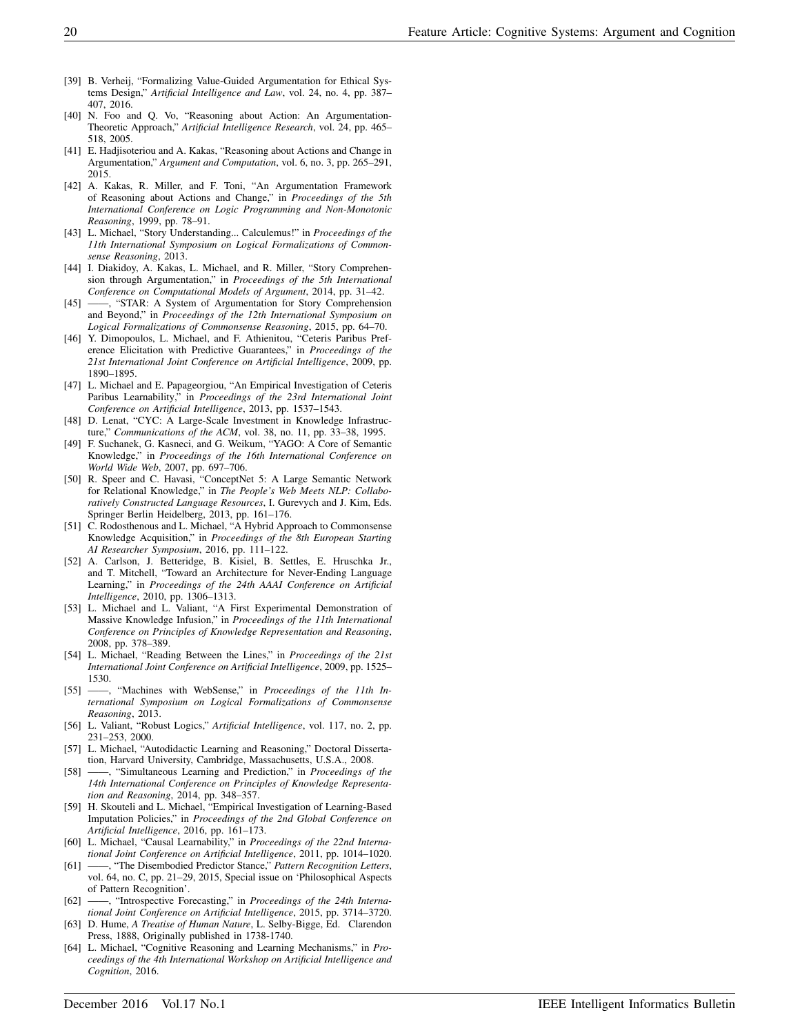[39] B. Verheij, "Formalizing Value-Guided Argumentation for Ethical Systems Design," *Artificial Intelligence and Law*, vol. 24, no. 4, pp. 387–407, 2016.

[40] N. Foo and Q. Vo, "Reasoning about Action: An Argumentation-Theoretic Approach," *Artificial Intelligence Research*, vol. 24, pp. 465–518, 2005.

[41] E. Hadjisoteriou and A. Kakas, "Reasoning about Actions and Change in Argumentation," *Argument and Computation*, vol. 6, no. 3, pp. 265–291, 2015.

[42] A. Kakas, R. Miller, and F. Toni, "An Argumentation Framework of Reasoning about Actions and Change," in *Proceedings of the 5th International Conference on Logic Programming and Non-Monotonic Reasoning*, 1999, pp. 78–91.

[43] L. Michael, "Story Understanding... Calculemus!" in *Proceedings of the 11th International Symposium on Logical Formalizations of Commonsense Reasoning*, 2013.

[44] I. Diakidoy, A. Kakas, L. Michael, and R. Miller, "Story Comprehension through Argumentation," in *Proceedings of the 5th International Conference on Computational Models of Argument*, 2014, pp. 31–42.

[45] ——, "STAR: A System of Argumentation for Story Comprehension and Beyond," in *Proceedings of the 12th International Symposium on Logical Formalizations of Commonsense Reasoning*, 2015, pp. 64–70.

[46] Y. Dimopoulos, L. Michael, and F. Athienitou, "Ceteris Paribus Preference Elicitation with Predictive Guarantees," in *Proceedings of the 21st International Joint Conference on Artificial Intelligence*, 2009, pp. 1890–1895.

[47] L. Michael and E. Papageorgiou, "An Empirical Investigation of Ceteris Paribus Learnability," in *Proceedings of the 23rd International Joint Conference on Artificial Intelligence*, 2013, pp. 1537–1543.

[48] D. Lenat, "CYC: A Large-Scale Investment in Knowledge Infrastructure," *Communications of the ACM*, vol. 38, no. 11, pp. 33–38, 1995.

[49] F. Suchanek, G. Kasneci, and G. Weikum, "YAGO: A Core of Semantic Knowledge," in *Proceedings of the 16th International Conference on World Wide Web*, 2007, pp. 697–706.

[50] R. Speer and C. Havasi, "ConceptNet 5: A Large Semantic Network for Relational Knowledge," in *The People's Web Meets NLP: Collaboratively Constructed Language Resources*, I. Gurevych and J. Kim, Eds. Springer Berlin Heidelberg, 2013, pp. 161–176.

[51] C. Rodosthenous and L. Michael, "A Hybrid Approach to Commonsense Knowledge Acquisition," in *Proceedings of the 8th European Starting AI Researcher Symposium*, 2016, pp. 111–122.

[52] A. Carlson, J. Betteridge, B. Kisiel, B. Settles, E. Hruschka Jr., and T. Mitchell, "Toward an Architecture for Never-Ending Language Learning," in *Proceedings of the 24th AAAI Conference on Artificial Intelligence*, 2010, pp. 1306–1313.

[53] L. Michael and L. Valiant, "A First Experimental Demonstration of Massive Knowledge Infusion," in *Proceedings of the 11th International Conference on Principles of Knowledge Representation and Reasoning*, 2008, pp. 378–389.

[54] L. Michael, "Reading Between the Lines," in *Proceedings of the 21st International Joint Conference on Artificial Intelligence*, 2009, pp. 1525–1530.

[55] ——, "Machines with WebSense," in *Proceedings of the 11th International Symposium on Logical Formalizations of Commonsense Reasoning*, 2013.

[56] L. Valiant, "Robust Logics," *Artificial Intelligence*, vol. 117, no. 2, pp. 231–253, 2000.

[57] L. Michael, "Autodidactic Learning and Reasoning," Doctoral Dissertation, Harvard University, Cambridge, Massachusetts, U.S.A., 2008.

[58] ——, "Simultaneous Learning and Prediction," in *Proceedings of the 14th International Conference on Principles of Knowledge Representation and Reasoning*, 2014, pp. 348–357.

[59] H. Skouteli and L. Michael, "Empirical Investigation of Learning-Based Imputation Policies," in *Proceedings of the 2nd Global Conference on Artificial Intelligence*, 2016, pp. 161–173.

[60] L. Michael, "Causal Learnability," in *Proceedings of the 22nd International Joint Conference on Artificial Intelligence*, 2011, pp. 1014–1020.

[61] ——, "The Disembodied Predictor Stance," *Pattern Recognition Letters*, vol. 64, no. C, pp. 21–29, 2015, Special issue on 'Philosophical Aspects of Pattern Recognition'.

[62] ——, "Introspective Forecasting," in *Proceedings of the 24th International Joint Conference on Artificial Intelligence*, 2015, pp. 3714–3720.

[63] D. Hume, *A Treatise of Human Nature*, L. Selby-Bigge, Ed. Clarendon Press, 1888, Originally published in 1738-1740.

[64] L. Michael, "Cognitive Reasoning and Learning Mechanisms," in *Proceedings of the 4th International Workshop on Artificial Intelligence and Cognition*, 2016.